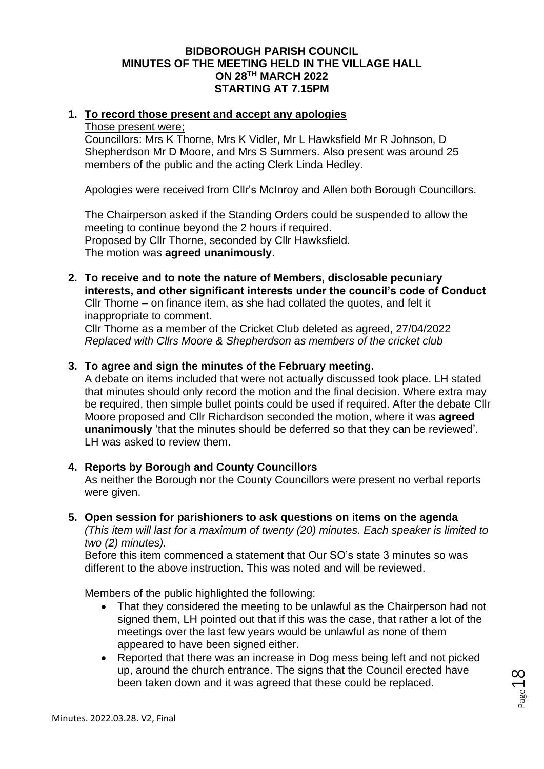**BIDBOROUGH PARISH COUNCIL**
**MINUTES OF THE MEETING HELD IN THE VILLAGE HALL**
**ON 28TH MARCH 2022**
**STARTING AT 7.15PM**

1. **To record those present and accept any apologies**

   Those present were;
   Councillors: Mrs K Thorne, Mrs K Vidler, Mr L Hawksfield Mr R Johnson, D Shepherdson Mr D Moore, and Mrs S Summers. Also present was around 25 members of the public and the acting Clerk Linda Hedley.

   Apologies were received from Cllr's McInroy and Allen both Borough Councillors.

   The Chairperson asked if the Standing Orders could be suspended to allow the meeting to continue beyond the 2 hours if required.
   Proposed by Cllr Thorne, seconded by Cllr Hawksfield.
   The motion was **agreed unanimously**.

2. **To receive and to note the nature of Members, disclosable pecuniary interests, and other significant interests under the council's code of Conduct**

   Cllr Thorne – on finance item, as she had collated the quotes, and felt it inappropriate to comment.
   ~~Cllr Thorne as a member of the Cricket Club~~ deleted as agreed, 27/04/2022
   *Replaced with Cllrs Moore & Shepherdson as members of the cricket club*

3. **To agree and sign the minutes of the February meeting.**

   A debate on items included that were not actually discussed took place. LH stated that minutes should only record the motion and the final decision. Where extra may be required, then simple bullet points could be used if required. After the debate Cllr Moore proposed and Cllr Richardson seconded the motion, where it was **agreed unanimously** 'that the minutes should be deferred so that they can be reviewed'. LH was asked to review them.

4. **Reports by Borough and County Councillors**

   As neither the Borough nor the County Councillors were present no verbal reports were given.

5. **Open session for parishioners to ask questions on items on the agenda**

   *(This item will last for a maximum of twenty (20) minutes. Each speaker is limited to two (2) minutes).*

   Before this item commenced a statement that Our SO's state 3 minutes so was different to the above instruction. This was noted and will be reviewed.

   Members of the public highlighted the following:

   - That they considered the meeting to be unlawful as the Chairperson had not signed them, LH pointed out that if this was the case, that rather a lot of the meetings over the last few years would be unlawful as none of them appeared to have been signed either.
   - Reported that there was an increase in Dog mess being left and not picked up, around the church entrance. The signs that the Council erected have been taken down and it was agreed that these could be replaced.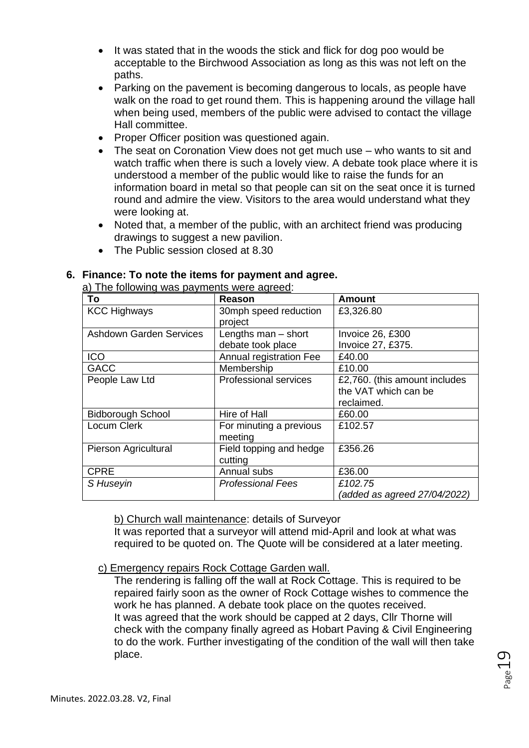- It was stated that in the woods the stick and flick for dog poo would be acceptable to the Birchwood Association as long as this was not left on the paths.
- Parking on the pavement is becoming dangerous to locals, as people have walk on the road to get round them. This is happening around the village hall when being used, members of the public were advised to contact the village Hall committee.
- Proper Officer position was questioned again.
- The seat on Coronation View does not get much use – who wants to sit and watch traffic when there is such a lovely view. A debate took place where it is understood a member of the public would like to raise the funds for an information board in metal so that people can sit on the seat once it is turned round and admire the view. Visitors to the area would understand what they were looking at.
- Noted that, a member of the public, with an architect friend was producing drawings to suggest a new pavilion.
- The Public session closed at 8.30

**6. Finance: To note the items for payment and agree.**

a) The following was payments were agreed:

| To | Reason | Amount |
|---|---|---|
| KCC Highways | 30mph speed reduction project | £3,326.80 |
| Ashdown Garden Services | Lengths man – short debate took place | Invoice 26, £300<br>Invoice 27, £375. |
| ICO | Annual registration Fee | £40.00 |
| GACC | Membership | £10.00 |
| People Law Ltd | Professional services | £2,760. (this amount includes the VAT which can be reclaimed. |
| Bidborough School | Hire of Hall | £60.00 |
| Locum Clerk | For minuting a previous meeting | £102.57 |
| Pierson Agricultural | Field topping and hedge cutting | £356.26 |
| CPRE | Annual subs | £36.00 |
| *S Huseyin* | *Professional Fees* | *£102.75*<br>*(added as agreed 27/04/2022)* |

b) Church wall maintenance: details of Surveyor

It was reported that a surveyor will attend mid-April and look at what was required to be quoted on. The Quote will be considered at a later meeting.

c) Emergency repairs Rock Cottage Garden wall.

The rendering is falling off the wall at Rock Cottage. This is required to be repaired fairly soon as the owner of Rock Cottage wishes to commence the work he has planned. A debate took place on the quotes received.
It was agreed that the work should be capped at 2 days, Cllr Thorne will check with the company finally agreed as Hobart Paving & Civil Engineering to do the work. Further investigating of the condition of the wall will then take place.

Minutes. 2022.03.28. V2, Final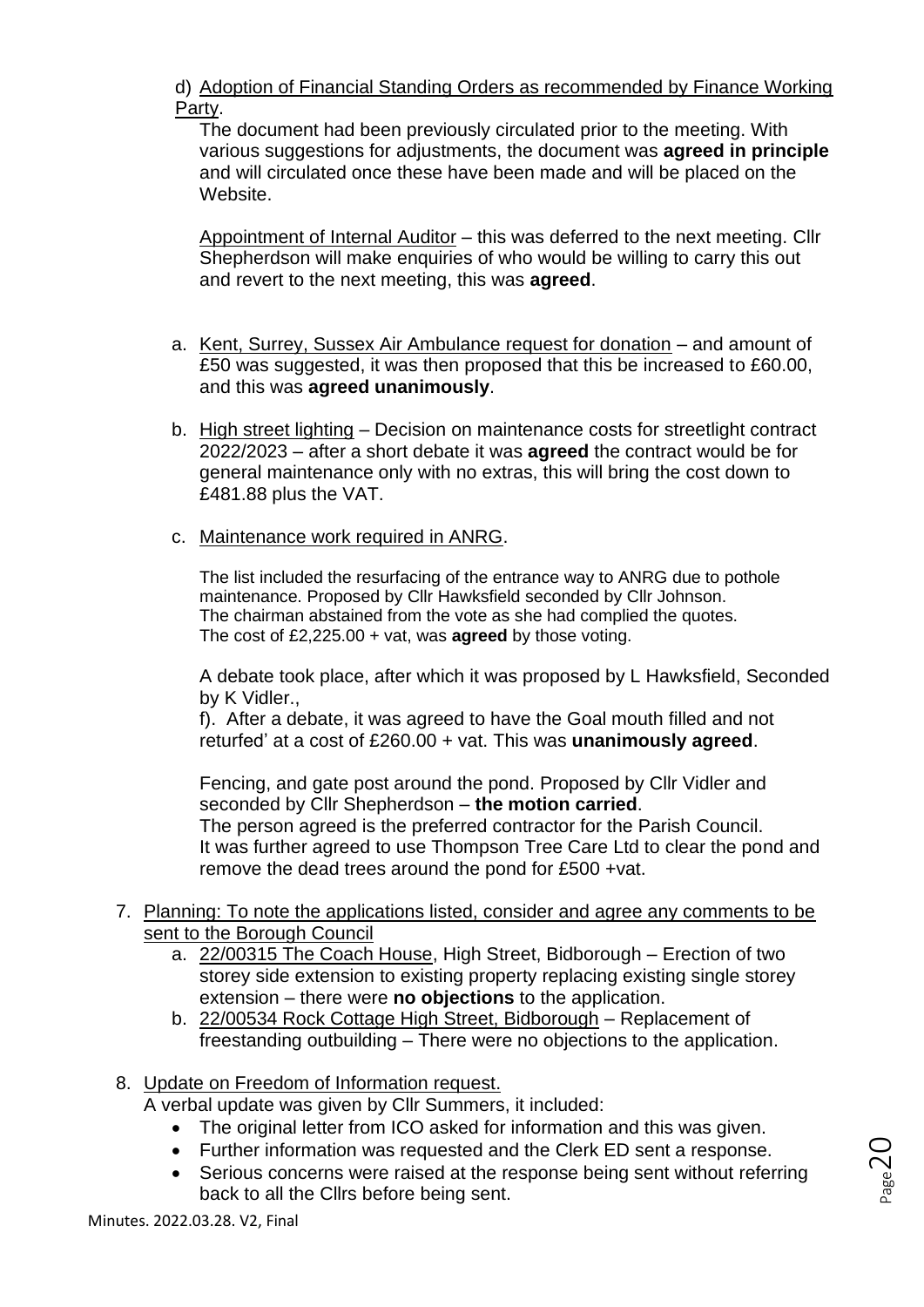d) Adoption of Financial Standing Orders as recommended by Finance Working Party.

The document had been previously circulated prior to the meeting. With various suggestions for adjustments, the document was **agreed in principle** and will circulated once these have been made and will be placed on the Website.

Appointment of Internal Auditor – this was deferred to the next meeting. Cllr Shepherdson will make enquiries of who would be willing to carry this out and revert to the next meeting, this was **agreed**.

a. Kent, Surrey, Sussex Air Ambulance request for donation – and amount of £50 was suggested, it was then proposed that this be increased to £60.00, and this was **agreed unanimously**.

b. High street lighting – Decision on maintenance costs for streetlight contract 2022/2023 – after a short debate it was **agreed** the contract would be for general maintenance only with no extras, this will bring the cost down to £481.88 plus the VAT.

c. Maintenance work required in ANRG.

The list included the resurfacing of the entrance way to ANRG due to pothole maintenance. Proposed by Cllr Hawksfield seconded by Cllr Johnson.
The chairman abstained from the vote as she had complied the quotes.
The cost of £2,225.00 + vat, was **agreed** by those voting.

A debate took place, after which it was proposed by L Hawksfield, Seconded by K Vidler.,
f). After a debate, it was agreed to have the Goal mouth filled and not returfed' at a cost of £260.00 + vat. This was **unanimously agreed**.

Fencing, and gate post around the pond. Proposed by Cllr Vidler and seconded by Cllr Shepherdson – **the motion carried**.
The person agreed is the preferred contractor for the Parish Council.
It was further agreed to use Thompson Tree Care Ltd to clear the pond and remove the dead trees around the pond for £500 +vat.

7. Planning: To note the applications listed, consider and agree any comments to be sent to the Borough Council
   a. 22/00315 The Coach House, High Street, Bidborough – Erection of two storey side extension to existing property replacing existing single storey extension – there were **no objections** to the application.
   b. 22/00534 Rock Cottage High Street, Bidborough – Replacement of freestanding outbuilding – There were no objections to the application.

8. Update on Freedom of Information request.
   A verbal update was given by Cllr Summers, it included:
   - The original letter from ICO asked for information and this was given.
   - Further information was requested and the Clerk ED sent a response.
   - Serious concerns were raised at the response being sent without referring back to all the Cllrs before being sent.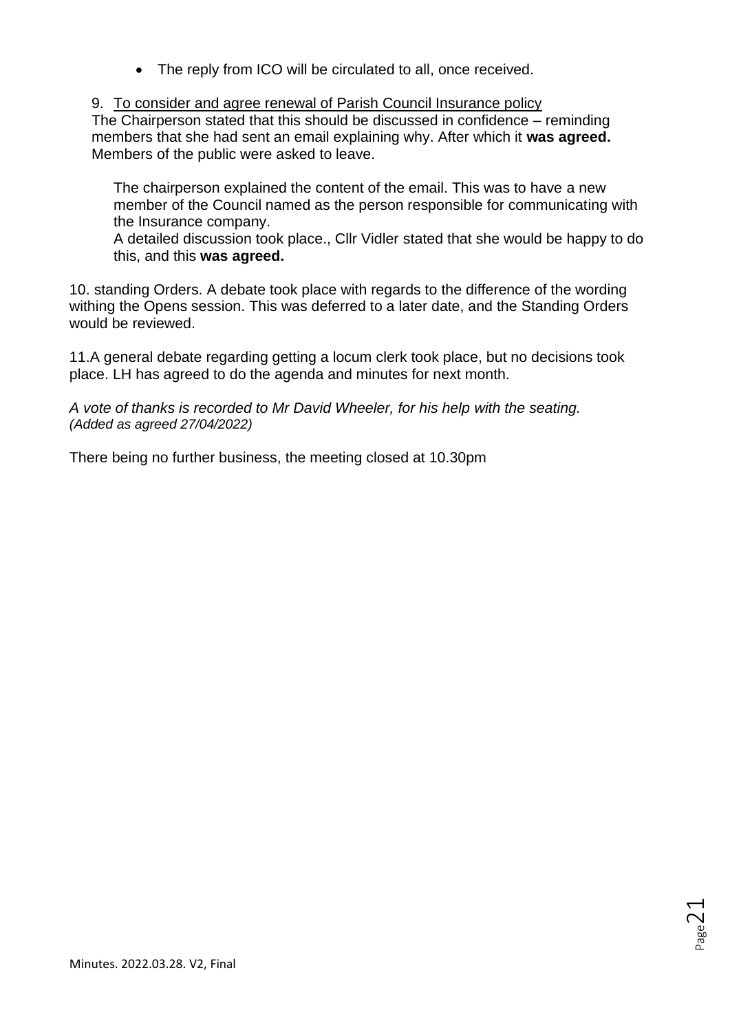- The reply from ICO will be circulated to all, once received.

9. To consider and agree renewal of Parish Council Insurance policy
The Chairperson stated that this should be discussed in confidence – reminding members that she had sent an email explaining why. After which it **was agreed.** Members of the public were asked to leave.

The chairperson explained the content of the email. This was to have a new member of the Council named as the person responsible for communicating with the Insurance company.
A detailed discussion took place., Cllr Vidler stated that she would be happy to do this, and this **was agreed.**

10. standing Orders. A debate took place with regards to the difference of the wording withing the Opens session. This was deferred to a later date, and the Standing Orders would be reviewed.

11.A general debate regarding getting a locum clerk took place, but no decisions took place. LH has agreed to do the agenda and minutes for next month.

*A vote of thanks is recorded to Mr David Wheeler, for his help with the seating.*
*(Added as agreed 27/04/2022)*

There being no further business, the meeting closed at 10.30pm